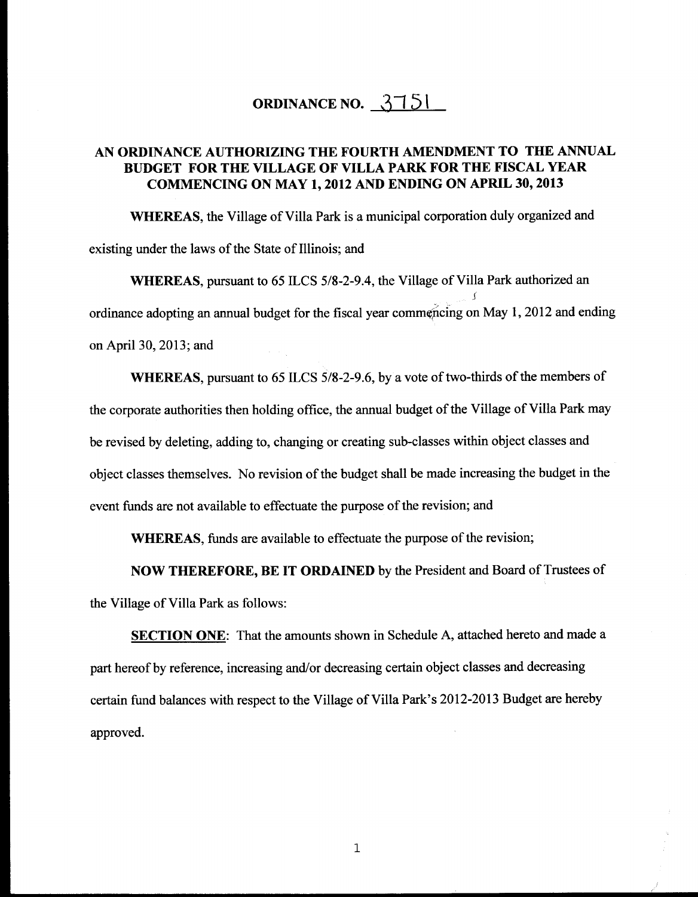# ORDINANCE NO. 3751

## AN ORDINANCE AUTHORIZING THE FOURTH AMENDMENT TO THE ANNUAL BUDGET FOR THE VILLAGE OF VILLA PARK FOR THE FISCAL YEAR COMMENCING ON MAY 1, 2012 AND ENDING ON APRIL 30, 2013

**WHEREAS**, the Village of Villa Park is a municipal corporation duly organized and existing under the laws of the State of Illinois; and

**WHEREAS**, pursuant to 65 ILCS 5/8-2-9.4, the Village of Villa Park authorized an ordinance adopting an annual budget for the fiscal year commencing on May 1, 2012 and ending on April 30, 2013; and

**WHEREAS**, pursuant to 65 ILCS 5/8-2-9.6, by a vote of two-thirds of the members of the corporate authorities then holding office, the annual budget of the Village of Villa Park may be revised by deleting, adding to, changing or creating sub-classes within object classes and object classes themselves. No revision of the budget shall be made increasing the budget in the event funds are not available to effectuate the purpose of the revision; and

**WHEREAS**, funds are available to effectuate the purpose of the revision;

**NOW THEREFORE, BE IT ORDAINED** by the President and Board of Trustees of the Village of Villa Park as follows:

**SECTION ONE**: That the amounts shown in Schedule A, attached hereto and made a part hereof by reference, increasing and/or decreasing certain object classes and decreasing certain fund balances with respect to the Village of Villa Park's 2012-2013 Budget are hereby approved.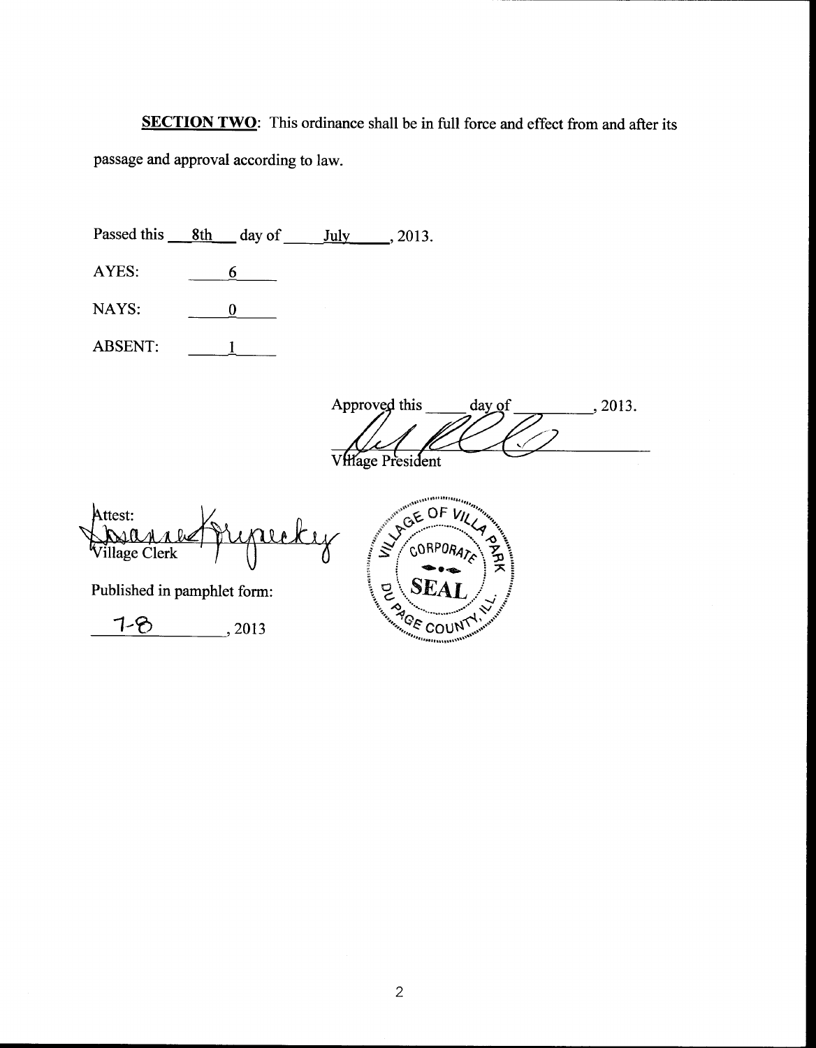**SECTION TWO**: This ordinance shall be in full force and effect from and after its passage and approval according to law.

Passed this 8th day of July, 2013.

AYES: 6

NAYS: 0

ABSENT: 1

Approved this ____ day of ________, 2013.

Village President

Attest:

Village Clerk

Published in pamphlet form:

7-8, 2013

VILLAGE OF VILLA PARK CORPORATE SEAL DU PAGE COUNTY, ILL.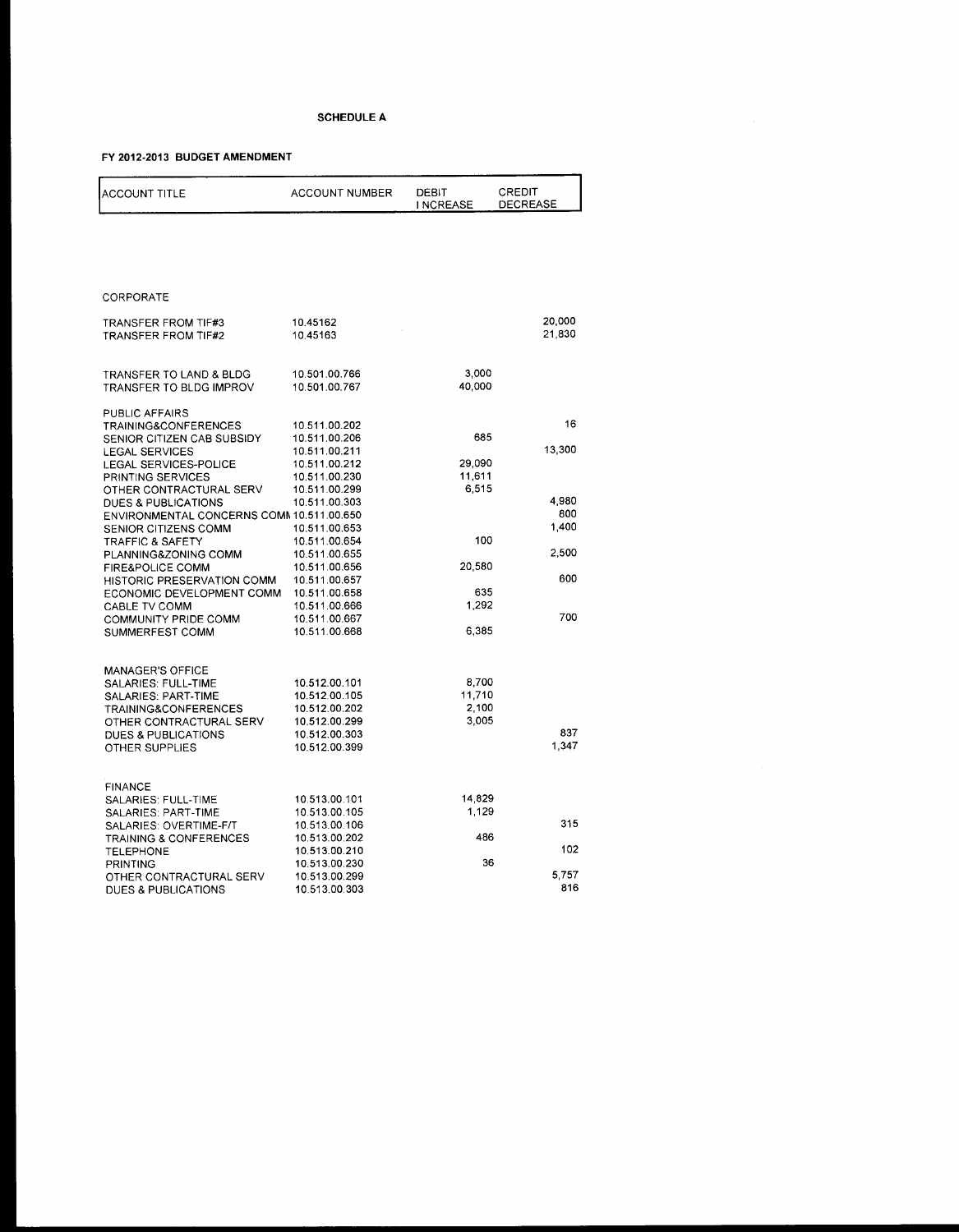**SCHEDULE A**

**FY 2012-2013 BUDGET AMENDMENT**

| ACCOUNT TITLE | ACCOUNT NUMBER | DEBIT INCREASE | CREDIT DECREASE |
|---|---|---|---|
| CORPORATE | | | |
| TRANSFER FROM TIF#3 | 10.45162 | | 20,000 |
| TRANSFER FROM TIF#2 | 10.45163 | | 21,830 |
| TRANSFER TO LAND & BLDG | 10.501.00.766 | 3,000 | |
| TRANSFER TO BLDG IMPROV | 10.501.00.767 | 40,000 | |
| PUBLIC AFFAIRS | | | |
| TRAINING&CONFERENCES | 10.511.00.202 | | 16 |
| SENIOR CITIZEN CAB SUBSIDY | 10.511.00.206 | 685 | |
| LEGAL SERVICES | 10.511.00.211 | | 13,300 |
| LEGAL SERVICES-POLICE | 10.511.00.212 | 29,090 | |
| PRINTING SERVICES | 10.511.00.230 | 11,611 | |
| OTHER CONTRACTURAL SERV | 10.511.00.299 | 6,515 | |
| DUES & PUBLICATIONS | 10.511.00.303 | | 4,980 |
| ENVIRONMENTAL CONCERNS COMM | 10.511.00.650 | | 800 |
| SENIOR CITIZENS COMM | 10.511.00.653 | | 1,400 |
| TRAFFIC & SAFETY | 10.511.00.654 | 100 | |
| PLANNING&ZONING COMM | 10.511.00.655 | | 2,500 |
| FIRE&POLICE COMM | 10.511.00.656 | 20,580 | |
| HISTORIC PRESERVATION COMM | 10.511.00.657 | | 600 |
| ECONOMIC DEVELOPMENT COMM | 10.511.00.658 | 635 | |
| CABLE TV COMM | 10.511.00.666 | 1,292 | |
| COMMUNITY PRIDE COMM | 10.511.00.667 | | 700 |
| SUMMERFEST COMM | 10.511.00.668 | 6,385 | |
| MANAGER'S OFFICE | | | |
| SALARIES: FULL-TIME | 10.512.00.101 | 8,700 | |
| SALARIES: PART-TIME | 10.512.00.105 | 11,710 | |
| TRAINING&CONFERENCES | 10.512.00.202 | 2,100 | |
| OTHER CONTRACTURAL SERV | 10.512.00.299 | 3,005 | |
| DUES & PUBLICATIONS | 10.512.00.303 | | 837 |
| OTHER SUPPLIES | 10.512.00.399 | | 1,347 |
| FINANCE | | | |
| SALARIES: FULL-TIME | 10.513.00.101 | 14,829 | |
| SALARIES: PART-TIME | 10.513.00.105 | 1,129 | |
| SALARIES: OVERTIME-F/T | 10.513.00.106 | | 315 |
| TRAINING & CONFERENCES | 10.513.00.202 | 486 | |
| TELEPHONE | 10.513.00.210 | | 102 |
| PRINTING | 10.513.00.230 | 36 | |
| OTHER CONTRACTURAL SERV | 10.513.00.299 | | 5,757 |
| DUES & PUBLICATIONS | 10.513.00.303 | | 816 |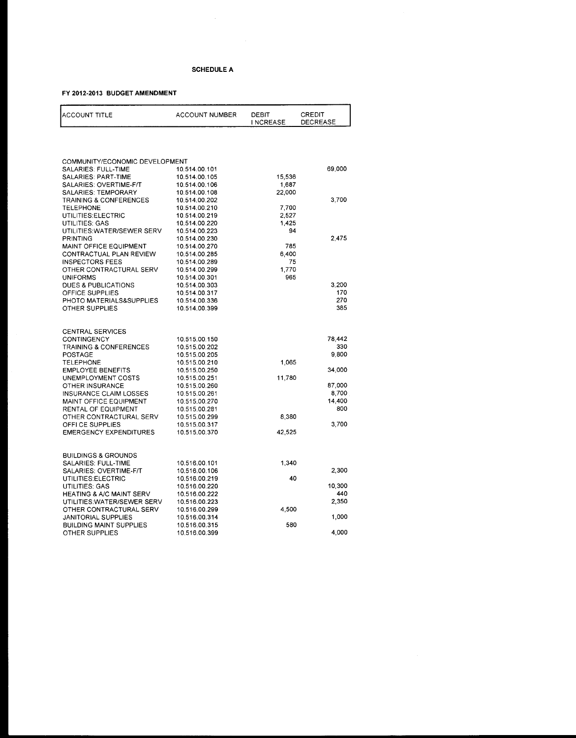**SCHEDULE A**

**FY 2012-2013 BUDGET AMENDMENT**

| ACCOUNT TITLE | ACCOUNT NUMBER | DEBIT INCREASE | CREDIT DECREASE |
|---|---|---|---|
| COMMUNITY/ECONOMIC DEVELOPMENT | | | |
| SALARIES: FULL-TIME | 10.514.00.101 | | 69,000 |
| SALARIES: PART-TIME | 10.514.00.105 | 15,536 | |
| SALARIES: OVERTIME-F/T | 10.514.00.106 | 1,687 | |
| SALARIES: TEMPORARY | 10.514.00.108 | 22,000 | |
| TRAINING & CONFERENCES | 10.514.00.202 | | 3,700 |
| TELEPHONE | 10.514.00.210 | 7,700 | |
| UTILITIES:ELECTRIC | 10.514.00.219 | 2,527 | |
| UTILITIES: GAS | 10.514.00.220 | 1,425 | |
| UTILITIES:WATER/SEWER SERV | 10.514.00.223 | 94 | |
| PRINTING | 10.514.00.230 | | 2,475 |
| MAINT OFFICE EQUIPMENT | 10.514.00.270 | 785 | |
| CONTRACTUAL PLAN REVIEW | 10.514.00.285 | 6,400 | |
| INSPECTORS FEES | 10.514.00.289 | 75 | |
| OTHER CONTRACTURAL SERV | 10.514.00.299 | 1,770 | |
| UNIFORMS | 10.514.00.301 | 965 | |
| DUES & PUBLICATIONS | 10.514.00.303 | | 3,200 |
| OFFICE SUPPLIES | 10.514.00.317 | | 170 |
| PHOTO MATERIALS&SUPPLIES | 10.514.00.336 | | 270 |
| OTHER SUPPLIES | 10.514.00.399 | | 385 |
| CENTRAL SERVICES | | | |
| CONTINGENCY | 10.515.00.150 | | 78,442 |
| TRAINING & CONFERENCES | 10.515.00.202 | | 330 |
| POSTAGE | 10.515.00.205 | | 9,800 |
| TELEPHONE | 10.515.00.210 | 1,065 | |
| EMPLOYEE BENEFITS | 10.515.00.250 | | 34,000 |
| UNEMPLOYMENT COSTS | 10.515.00.251 | 11,780 | |
| OTHER INSURANCE | 10.515.00.260 | | 87,000 |
| INSURANCE CLAIM LOSSES | 10.515.00.261 | | 8,700 |
| MAINT OFFICE EQUIPMENT | 10.515.00.270 | | 14,400 |
| RENTAL OF EQUIPMENT | 10.515.00.281 | | 800 |
| OTHER CONTRACTURAL SERV | 10.515.00.299 | 8,380 | |
| OFFICE SUPPLIES | 10.515.00.317 | | 3,700 |
| EMERGENCY EXPENDITURES | 10.515.00.370 | 42,525 | |
| BUILDINGS & GROUNDS | | | |
| SALARIES: FULL-TIME | 10.516.00.101 | 1,340 | |
| SALARIES: OVERTIME-F/T | 10.516.00.106 | | 2,300 |
| UTILITIES:ELECTRIC | 10.516.00.219 | 40 | |
| UTILITIES: GAS | 10.516.00.220 | | 10,300 |
| HEATING & A/C MAINT SERV | 10.516.00.222 | | 440 |
| UTILITIES:WATER/SEWER SERV | 10.516.00.223 | | 2,350 |
| OTHER CONTRACTURAL SERV | 10.516.00.299 | 4,500 | |
| JANITORIAL SUPPLIES | 10.516.00.314 | | 1,000 |
| BUILDING MAINT SUPPLIES | 10.516.00.315 | 580 | |
| OTHER SUPPLIES | 10.516.00.399 | | 4,000 |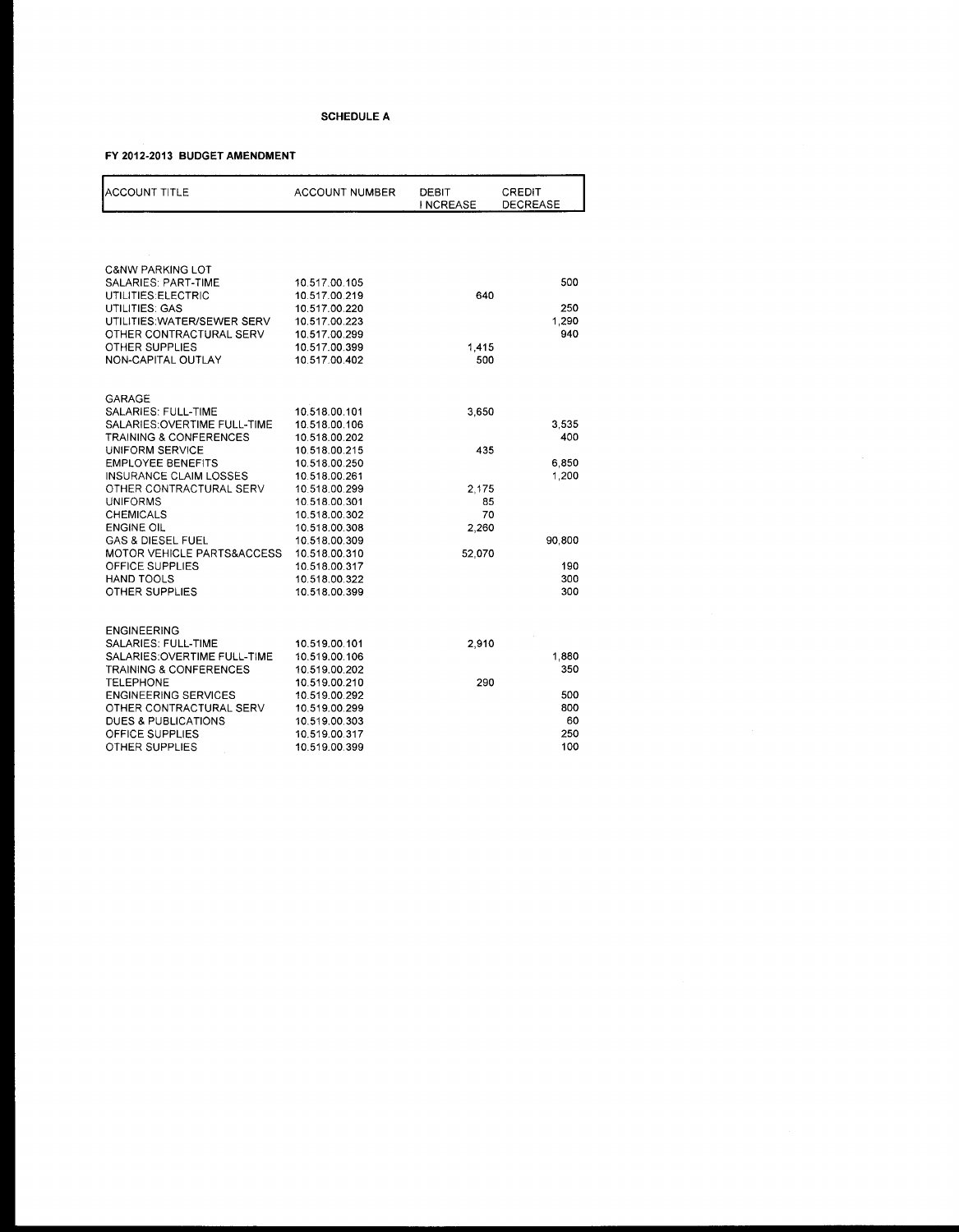**SCHEDULE A**

**FY 2012-2013 BUDGET AMENDMENT**

| ACCOUNT TITLE | ACCOUNT NUMBER | DEBIT INCREASE | CREDIT DECREASE |
|---|---|---|---|
| C&NW PARKING LOT | | | |
| SALARIES: PART-TIME | 10.517.00.105 | | 500 |
| UTILITIES:ELECTRIC | 10.517.00.219 | 640 | |
| UTILITIES: GAS | 10.517.00.220 | | 250 |
| UTILITIES:WATER/SEWER SERV | 10.517.00.223 | | 1,290 |
| OTHER CONTRACTURAL SERV | 10.517.00.299 | | 940 |
| OTHER SUPPLIES | 10.517.00.399 | 1,415 | |
| NON-CAPITAL OUTLAY | 10.517.00.402 | 500 | |
| GARAGE | | | |
| SALARIES: FULL-TIME | 10.518.00.101 | 3,650 | |
| SALARIES:OVERTIME FULL-TIME | 10.518.00.106 | | 3,535 |
| TRAINING & CONFERENCES | 10.518.00.202 | | 400 |
| UNIFORM SERVICE | 10.518.00.215 | 435 | |
| EMPLOYEE BENEFITS | 10.518.00.250 | | 6,850 |
| INSURANCE CLAIM LOSSES | 10.518.00.261 | | 1,200 |
| OTHER CONTRACTURAL SERV | 10.518.00.299 | 2,175 | |
| UNIFORMS | 10.518.00.301 | 85 | |
| CHEMICALS | 10.518.00.302 | 70 | |
| ENGINE OIL | 10.518.00.308 | 2,260 | |
| GAS & DIESEL FUEL | 10.518.00.309 | | 90,800 |
| MOTOR VEHICLE PARTS&ACCESS | 10.518.00.310 | 52,070 | |
| OFFICE SUPPLIES | 10.518.00.317 | | 190 |
| HAND TOOLS | 10.518.00.322 | | 300 |
| OTHER SUPPLIES | 10.518.00.399 | | 300 |
| ENGINEERING | | | |
| SALARIES: FULL-TIME | 10.519.00.101 | 2,910 | |
| SALARIES:OVERTIME FULL-TIME | 10.519.00.106 | | 1,880 |
| TRAINING & CONFERENCES | 10.519.00.202 | | 350 |
| TELEPHONE | 10.519.00.210 | 290 | |
| ENGINEERING SERVICES | 10.519.00.292 | | 500 |
| OTHER CONTRACTURAL SERV | 10.519.00.299 | | 800 |
| DUES & PUBLICATIONS | 10.519.00.303 | | 60 |
| OFFICE SUPPLIES | 10.519.00.317 | | 250 |
| OTHER SUPPLIES | 10.519.00.399 | | 100 |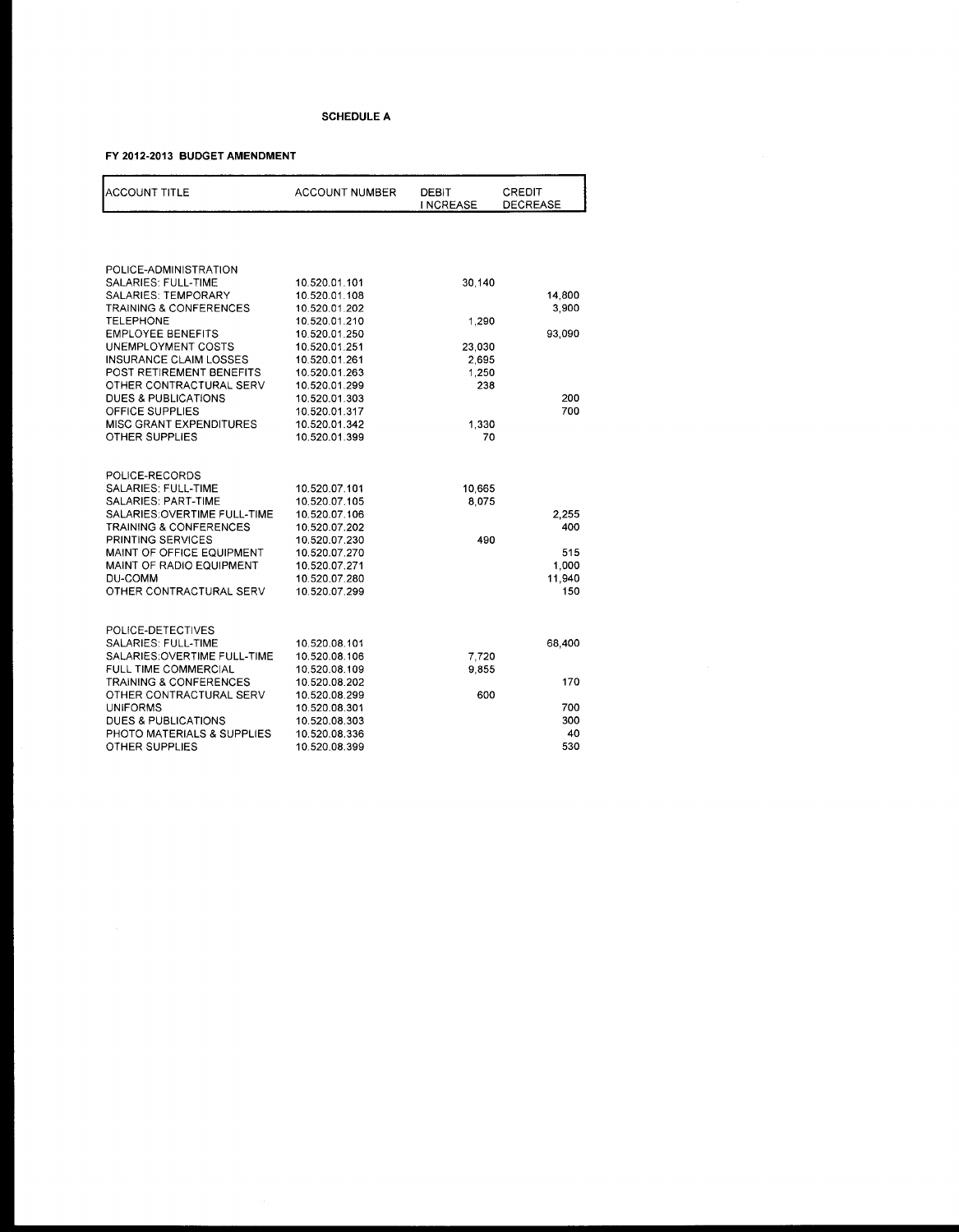**SCHEDULE A**

**FY 2012-2013 BUDGET AMENDMENT**

| ACCOUNT TITLE | ACCOUNT NUMBER | DEBIT INCREASE | CREDIT DECREASE |
|---|---|---|---|
| POLICE-ADMINISTRATION | | | |
| SALARIES: FULL-TIME | 10.520.01.101 | 30,140 | |
| SALARIES: TEMPORARY | 10.520.01.108 | | 14,800 |
| TRAINING & CONFERENCES | 10.520.01.202 | | 3,900 |
| TELEPHONE | 10.520.01.210 | 1,290 | |
| EMPLOYEE BENEFITS | 10.520.01.250 | | 93,090 |
| UNEMPLOYMENT COSTS | 10.520.01.251 | 23,030 | |
| INSURANCE CLAIM LOSSES | 10.520.01.261 | 2,695 | |
| POST RETIREMENT BENEFITS | 10.520.01.263 | 1,250 | |
| OTHER CONTRACTURAL SERV | 10.520.01.299 | 238 | |
| DUES & PUBLICATIONS | 10.520.01.303 | | 200 |
| OFFICE SUPPLIES | 10.520.01.317 | | 700 |
| MISC GRANT EXPENDITURES | 10.520.01.342 | 1,330 | |
| OTHER SUPPLIES | 10.520.01.399 | 70 | |
| | | | |
| POLICE-RECORDS | | | |
| SALARIES: FULL-TIME | 10.520.07.101 | 10,665 | |
| SALARIES: PART-TIME | 10.520.07.105 | 8,075 | |
| SALARIES:OVERTIME FULL-TIME | 10.520.07.106 | | 2,255 |
| TRAINING & CONFERENCES | 10.520.07.202 | | 400 |
| PRINTING SERVICES | 10.520.07.230 | 490 | |
| MAINT OF OFFICE EQUIPMENT | 10.520.07.270 | | 515 |
| MAINT OF RADIO EQUIPMENT | 10.520.07.271 | | 1,000 |
| DU-COMM | 10.520.07.280 | | 11,940 |
| OTHER CONTRACTURAL SERV | 10.520.07.299 | | 150 |
| | | | |
| POLICE-DETECTIVES | | | |
| SALARIES: FULL-TIME | 10.520.08.101 | | 68,400 |
| SALARIES:OVERTIME FULL-TIME | 10.520.08.106 | 7,720 | |
| FULL TIME COMMERCIAL | 10.520.08.109 | 9,855 | |
| TRAINING & CONFERENCES | 10.520.08.202 | | 170 |
| OTHER CONTRACTURAL SERV | 10.520.08.299 | 600 | |
| UNIFORMS | 10.520.08.301 | | 700 |
| DUES & PUBLICATIONS | 10.520.08.303 | | 300 |
| PHOTO MATERIALS & SUPPLIES | 10.520.08.336 | | 40 |
| OTHER SUPPLIES | 10.520.08.399 | | 530 |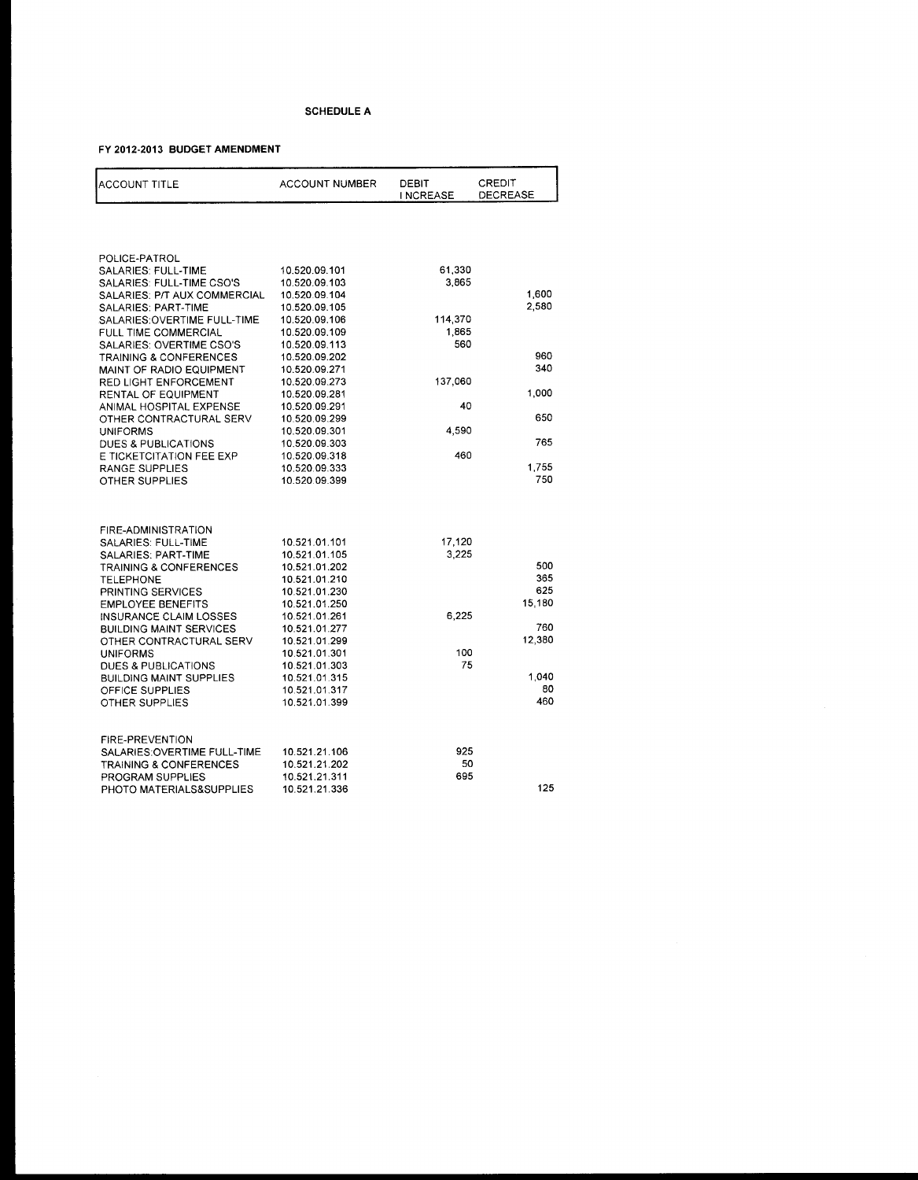**SCHEDULE A**

**FY 2012-2013 BUDGET AMENDMENT**

| ACCOUNT TITLE | ACCOUNT NUMBER | DEBIT INCREASE | CREDIT DECREASE |
|---|---|---|---|
| POLICE-PATROL | | | |
| SALARIES: FULL-TIME | 10.520.09.101 | 61,330 | |
| SALARIES: FULL-TIME CSO'S | 10.520.09.103 | 3,865 | |
| SALARIES: P/T AUX COMMERCIAL | 10.520.09.104 | | 1,600 |
| SALARIES: PART-TIME | 10.520.09.105 | | 2,580 |
| SALARIES:OVERTIME FULL-TIME | 10.520.09.106 | 114,370 | |
| FULL TIME COMMERCIAL | 10.520.09.109 | 1,865 | |
| SALARIES: OVERTIME CSO'S | 10.520.09.113 | 560 | |
| TRAINING & CONFERENCES | 10.520.09.202 | | 960 |
| MAINT OF RADIO EQUIPMENT | 10.520.09.271 | | 340 |
| RED LIGHT ENFORCEMENT | 10.520.09.273 | 137,060 | |
| RENTAL OF EQUIPMENT | 10.520.09.281 | | 1,000 |
| ANIMAL HOSPITAL EXPENSE | 10.520.09.291 | 40 | |
| OTHER CONTRACTURAL SERV | 10.520.09.299 | | 650 |
| UNIFORMS | 10.520.09.301 | 4,590 | |
| DUES & PUBLICATIONS | 10.520.09.303 | | 765 |
| E TICKETCITATION FEE EXP | 10.520.09.318 | 460 | |
| RANGE SUPPLIES | 10.520.09.333 | | 1,755 |
| OTHER SUPPLIES | 10.520.09.399 | | 750 |
| | | | |
| FIRE-ADMINISTRATION | | | |
| SALARIES: FULL-TIME | 10.521.01.101 | 17,120 | |
| SALARIES: PART-TIME | 10.521.01.105 | 3,225 | |
| TRAINING & CONFERENCES | 10.521.01.202 | | 500 |
| TELEPHONE | 10.521.01.210 | | 365 |
| PRINTING SERVICES | 10.521.01.230 | | 625 |
| EMPLOYEE BENEFITS | 10.521.01.250 | | 15,180 |
| INSURANCE CLAIM LOSSES | 10.521.01.261 | 6,225 | |
| BUILDING MAINT SERVICES | 10.521.01.277 | | 760 |
| OTHER CONTRACTURAL SERV | 10.521.01.299 | | 12,380 |
| UNIFORMS | 10.521.01.301 | 100 | |
| DUES & PUBLICATIONS | 10.521.01.303 | 75 | |
| BUILDING MAINT SUPPLIES | 10.521.01.315 | | 1,040 |
| OFFICE SUPPLIES | 10.521.01.317 | | 80 |
| OTHER SUPPLIES | 10.521.01.399 | | 460 |
| | | | |
| FIRE-PREVENTION | | | |
| SALARIES:OVERTIME FULL-TIME | 10.521.21.106 | 925 | |
| TRAINING & CONFERENCES | 10.521.21.202 | 50 | |
| PROGRAM SUPPLIES | 10.521.21.311 | 695 | |
| PHOTO MATERIALS&SUPPLIES | 10.521.21.336 | | 125 |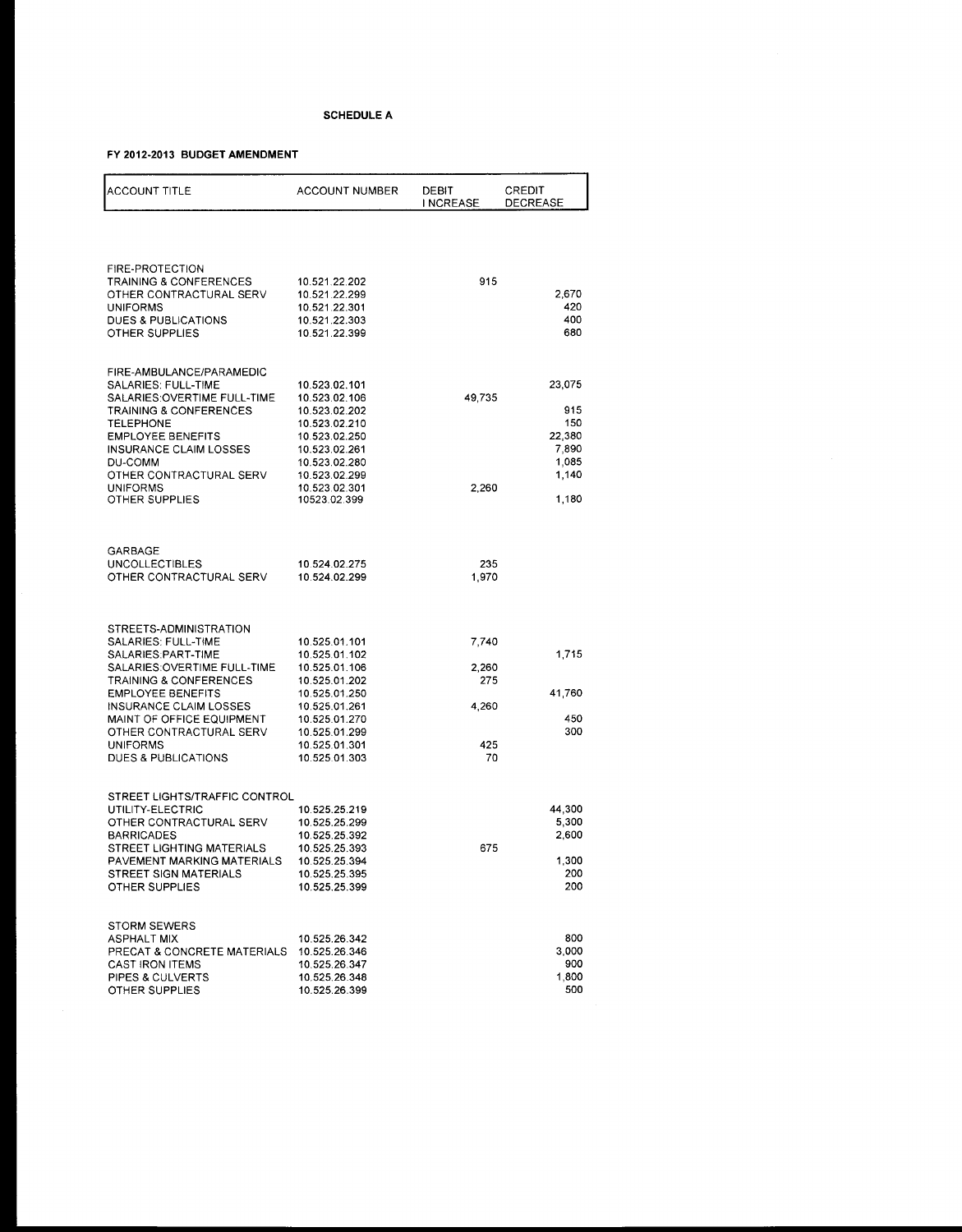**SCHEDULE A**

**FY 2012-2013 BUDGET AMENDMENT**

| ACCOUNT TITLE | ACCOUNT NUMBER | DEBIT INCREASE | CREDIT DECREASE |
|---|---|---|---|
| FIRE-PROTECTION | | | |
| TRAINING & CONFERENCES | 10.521.22.202 | 915 | |
| OTHER CONTRACTURAL SERV | 10.521.22.299 | | 2,670 |
| UNIFORMS | 10.521.22.301 | | 420 |
| DUES & PUBLICATIONS | 10.521.22.303 | | 400 |
| OTHER SUPPLIES | 10.521.22.399 | | 680 |
| FIRE-AMBULANCE/PARAMEDIC | | | |
| SALARIES: FULL-TIME | 10.523.02.101 | | 23,075 |
| SALARIES:OVERTIME FULL-TIME | 10.523.02.106 | 49,735 | |
| TRAINING & CONFERENCES | 10.523.02.202 | | 915 |
| TELEPHONE | 10.523.02.210 | | 150 |
| EMPLOYEE BENEFITS | 10.523.02.250 | | 22,380 |
| INSURANCE CLAIM LOSSES | 10.523.02.261 | | 7,890 |
| DU-COMM | 10.523.02.280 | | 1,085 |
| OTHER CONTRACTURAL SERV | 10.523.02.299 | | 1,140 |
| UNIFORMS | 10.523.02.301 | 2,260 | |
| OTHER SUPPLIES | 10523.02.399 | | 1,180 |
| GARBAGE | | | |
| UNCOLLECTIBLES | 10.524.02.275 | 235 | |
| OTHER CONTRACTURAL SERV | 10.524.02.299 | 1,970 | |
| STREETS-ADMINISTRATION | | | |
| SALARIES: FULL-TIME | 10.525.01.101 | 7,740 | |
| SALARIES:PART-TIME | 10.525.01.102 | | 1,715 |
| SALARIES:OVERTIME FULL-TIME | 10.525.01.106 | 2,260 | |
| TRAINING & CONFERENCES | 10.525.01.202 | 275 | |
| EMPLOYEE BENEFITS | 10.525.01.250 | | 41,760 |
| INSURANCE CLAIM LOSSES | 10.525.01.261 | 4,260 | |
| MAINT OF OFFICE EQUIPMENT | 10.525.01.270 | | 450 |
| OTHER CONTRACTURAL SERV | 10.525.01.299 | | 300 |
| UNIFORMS | 10.525.01.301 | 425 | |
| DUES & PUBLICATIONS | 10.525.01.303 | 70 | |
| STREET LIGHTS/TRAFFIC CONTROL | | | |
| UTILITY-ELECTRIC | 10.525.25.219 | | 44,300 |
| OTHER CONTRACTURAL SERV | 10.525.25.299 | | 5,300 |
| BARRICADES | 10.525.25.392 | | 2,600 |
| STREET LIGHTING MATERIALS | 10.525.25.393 | 675 | |
| PAVEMENT MARKING MATERIALS | 10.525.25.394 | | 1,300 |
| STREET SIGN MATERIALS | 10.525.25.395 | | 200 |
| OTHER SUPPLIES | 10.525.25.399 | | 200 |
| STORM SEWERS | | | |
| ASPHALT MIX | 10.525.26.342 | | 800 |
| PRECAT & CONCRETE MATERIALS | 10.525.26.346 | | 3,000 |
| CAST IRON ITEMS | 10.525.26.347 | | 900 |
| PIPES & CULVERTS | 10.525.26.348 | | 1,800 |
| OTHER SUPPLIES | 10.525.26.399 | | 500 |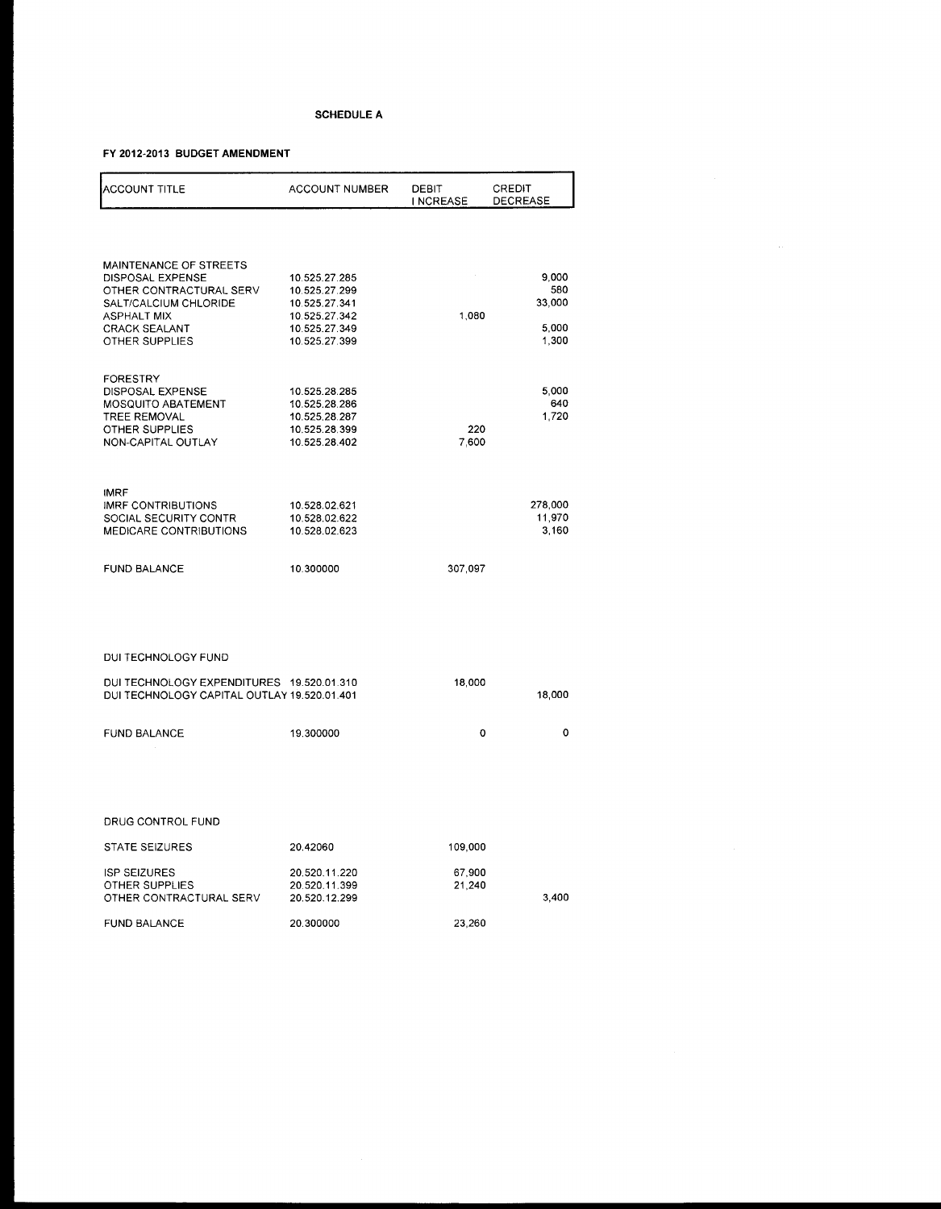**SCHEDULE A**

**FY 2012-2013 BUDGET AMENDMENT**

| ACCOUNT TITLE | ACCOUNT NUMBER | DEBIT INCREASE | CREDIT DECREASE |
|---|---|---|---|
| MAINTENANCE OF STREETS | | | |
| DISPOSAL EXPENSE | 10.525.27.285 | | 9,000 |
| OTHER CONTRACTURAL SERV | 10.525.27.299 | | 580 |
| SALT/CALCIUM CHLORIDE | 10.525.27.341 | | 33,000 |
| ASPHALT MIX | 10.525.27.342 | 1,080 | |
| CRACK SEALANT | 10.525.27.349 | | 5,000 |
| OTHER SUPPLIES | 10.525.27.399 | | 1,300 |
| FORESTRY | | | |
| DISPOSAL EXPENSE | 10.525.28.285 | | 5,000 |
| MOSQUITO ABATEMENT | 10.525.28.286 | | 640 |
| TREE REMOVAL | 10.525.28.287 | | 1,720 |
| OTHER SUPPLIES | 10.525.28.399 | 220 | |
| NON-CAPITAL OUTLAY | 10.525.28.402 | 7,600 | |
| IMRF | | | |
| IMRF CONTRIBUTIONS | 10.528.02.621 | | 278,000 |
| SOCIAL SECURITY CONTR | 10.528.02.622 | | 11,970 |
| MEDICARE CONTRIBUTIONS | 10.528.02.623 | | 3,160 |
| FUND BALANCE | 10.300000 | 307,097 | |
| DUI TECHNOLOGY FUND | | | |
| DUI TECHNOLOGY EXPENDITURES | 19.520.01.310 | 18,000 | |
| DUI TECHNOLOGY CAPITAL OUTLAY | 19.520.01.401 | | 18,000 |
| FUND BALANCE | 19.300000 | 0 | 0 |
| DRUG CONTROL FUND | | | |
| STATE SEIZURES | 20.42060 | 109,000 | |
| ISP SEIZURES | 20.520.11.220 | 67,900 | |
| OTHER SUPPLIES | 20.520.11.399 | 21,240 | |
| OTHER CONTRACTURAL SERV | 20.520.12.299 | | 3,400 |
| FUND BALANCE | 20.300000 | 23,260 | |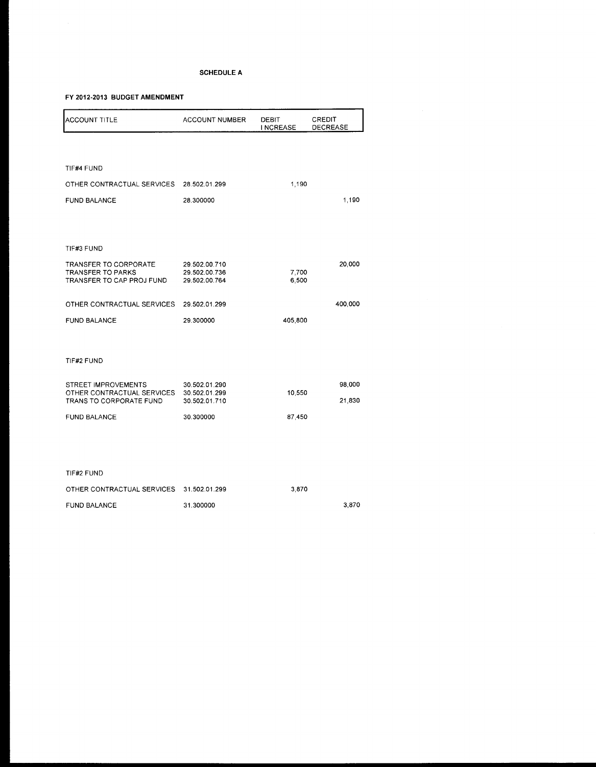**SCHEDULE A**

**FY 2012-2013 BUDGET AMENDMENT**

| ACCOUNT TITLE | ACCOUNT NUMBER | DEBIT INCREASE | CREDIT DECREASE |
|---|---|---|---|
| TIF#4 FUND | | | |
| OTHER CONTRACTUAL SERVICES | 28.502.01.299 | 1,190 | |
| FUND BALANCE | 28.300000 | | 1,190 |
| TIF#3 FUND | | | |
| TRANSFER TO CORPORATE | 29.502.00.710 | | 20,000 |
| TRANSFER TO PARKS | 29.502.00.736 | 7,700 | |
| TRANSFER TO CAP PROJ FUND | 29.502.00.764 | 6,500 | |
| OTHER CONTRACTUAL SERVICES | 29.502.01.299 | | 400,000 |
| FUND BALANCE | 29.300000 | 405,800 | |
| TIF#2 FUND | | | |
| STREET IMPROVEMENTS | 30.502.01.290 | | 98,000 |
| OTHER CONTRACTUAL SERVICES | 30.502.01.299 | 10,550 | |
| TRANS TO CORPORATE FUND | 30.502.01.710 | | 21,830 |
| FUND BALANCE | 30.300000 | 87,450 | |
| TIF#2 FUND | | | |
| OTHER CONTRACTUAL SERVICES | 31.502.01.299 | 3,870 | |
| FUND BALANCE | 31.300000 | | 3,870 |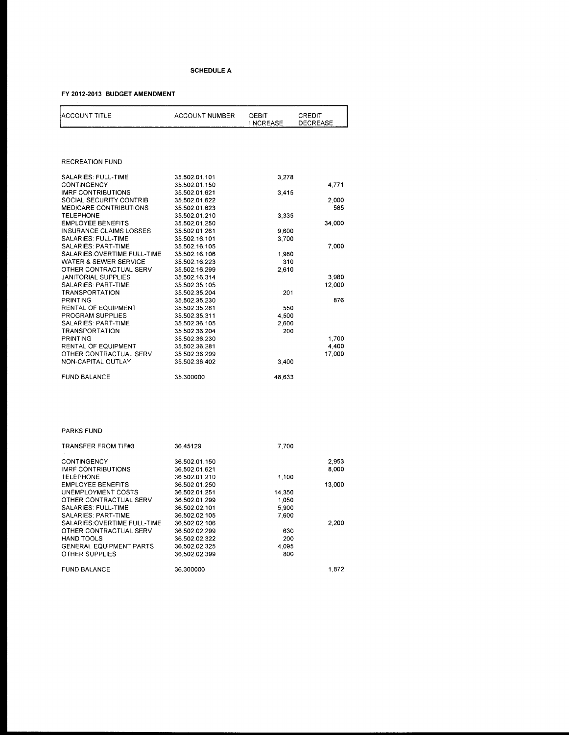**SCHEDULE A**

**FY 2012-2013 BUDGET AMENDMENT**

| ACCOUNT TITLE | ACCOUNT NUMBER | DEBIT INCREASE | CREDIT DECREASE |
|---|---|---|---|
| RECREATION FUND | | | |
| SALARIES: FULL-TIME | 35.502.01.101 | 3,278 | |
| CONTINGENCY | 35.502.01.150 | | 4,771 |
| IMRF CONTRIBUTIONS | 35.502.01.621 | 3,415 | |
| SOCIAL SECURITY CONTRIB | 35.502.01.622 | | 2,000 |
| MEDICARE CONTRIBUTIONS | 35.502.01.623 | | 585 |
| TELEPHONE | 35.502.01.210 | 3,335 | |
| EMPLOYEE BENEFITS | 35.502.01.250 | | 34,000 |
| INSURANCE CLAIMS LOSSES | 35.502.01.261 | 9,600 | |
| SALARIES: FULL-TIME | 35.502.16.101 | 3,700 | |
| SALARIES: PART-TIME | 35.502.16.105 | | 7,000 |
| SALARIES:OVERTIME FULL-TIME | 35.502.16.106 | 1,980 | |
| WATER & SEWER SERVICE | 35.502.16.223 | 310 | |
| OTHER CONTRACTUAL SERV | 35.502.16.299 | 2,610 | |
| JANITORIAL SUPPLIES | 35.502.16.314 | | 3,980 |
| SALARIES: PART-TIME | 35.502.35.105 | | 12,000 |
| TRANSPORTATION | 35.502.35.204 | 201 | |
| PRINTING | 35.502.35.230 | | 876 |
| RENTAL OF EQUIPMENT | 35.502.35.281 | 550 | |
| PROGRAM SUPPLIES | 35.502.35.311 | 4,500 | |
| SALARIES: PART-TIME | 35.502.36.105 | 2,600 | |
| TRANSPORTATION | 35.502.36.204 | 200 | |
| PRINTING | 35.502.36.230 | | 1,700 |
| RENTAL OF EQUIPMENT | 35.502.36.281 | | 4,400 |
| OTHER CONTRACTUAL SERV | 35.502.36.299 | | 17,000 |
| NON-CAPITAL OUTLAY | 35.502.36.402 | 3,400 | |
| FUND BALANCE | 35.300000 | 48,633 | |
| PARKS FUND | | | |
| TRANSFER FROM TIF#3 | 36.45129 | 7,700 | |
| CONTINGENCY | 36.502.01.150 | | 2,953 |
| IMRF CONTRIBUTIONS | 36.502.01.621 | | 8,000 |
| TELEPHONE | 36.502.01.210 | 1,100 | |
| EMPLOYEE BENEFITS | 36.502.01.250 | | 13,000 |
| UNEMPLOYMENT COSTS | 36.502.01.251 | 14,350 | |
| OTHER CONTRACTUAL SERV | 36.502.01.299 | 1,050 | |
| SALARIES: FULL-TIME | 36.502.02.101 | 5,900 | |
| SALARIES: PART-TIME | 36.502.02.105 | 7,600 | |
| SALARIES:OVERTIME FULL-TIME | 36.502.02.106 | | 2,200 |
| OTHER CONTRACTUAL SERV | 36.502.02.299 | 630 | |
| HAND TOOLS | 36.502.02.322 | 200 | |
| GENERAL EQUIPMENT PARTS | 36.502.02.325 | 4,095 | |
| OTHER SUPPLIES | 36.502.02.399 | 800 | |
| FUND BALANCE | 36.300000 | | 1,872 |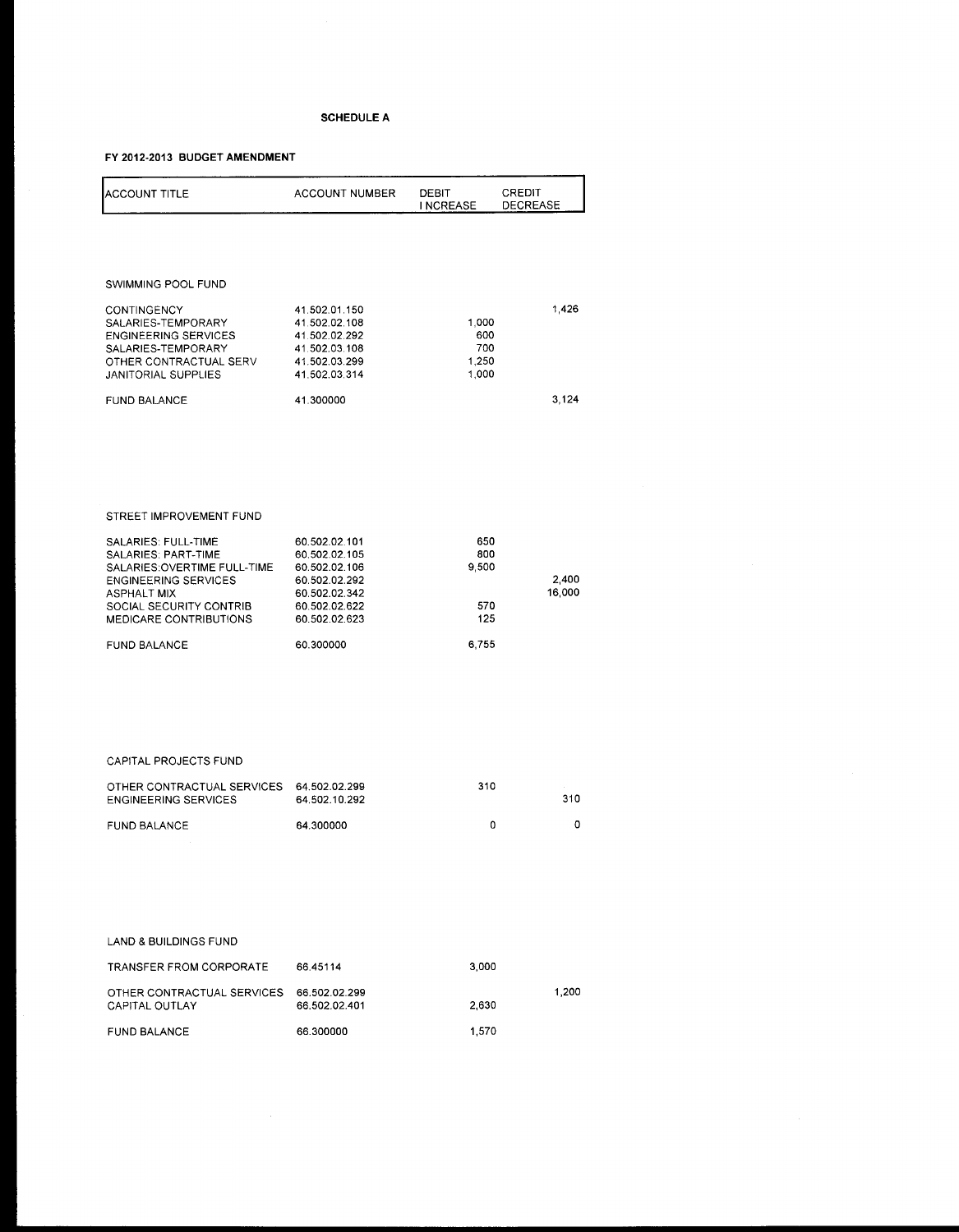**SCHEDULE A**

**FY 2012-2013 BUDGET AMENDMENT**

| ACCOUNT TITLE | ACCOUNT NUMBER | DEBIT INCREASE | CREDIT DECREASE |
|---|---|---|---|
| SWIMMING POOL FUND | | | |
| CONTINGENCY | 41.502.01.150 | | 1,426 |
| SALARIES-TEMPORARY | 41.502.02.108 | 1,000 | |
| ENGINEERING SERVICES | 41.502.02.292 | 600 | |
| SALARIES-TEMPORARY | 41.502.03.108 | 700 | |
| OTHER CONTRACTUAL SERV | 41.502.03.299 | 1,250 | |
| JANITORIAL SUPPLIES | 41.502.03.314 | 1,000 | |
| FUND BALANCE | 41.300000 | | 3,124 |
| STREET IMPROVEMENT FUND | | | |
| SALARIES: FULL-TIME | 60.502.02.101 | 650 | |
| SALARIES: PART-TIME | 60.502.02.105 | 800 | |
| SALARIES:OVERTIME FULL-TIME | 60.502.02.106 | 9,500 | |
| ENGINEERING SERVICES | 60.502.02.292 | | 2,400 |
| ASPHALT MIX | 60.502.02.342 | | 16,000 |
| SOCIAL SECURITY CONTRIB | 60.502.02.622 | 570 | |
| MEDICARE CONTRIBUTIONS | 60.502.02.623 | 125 | |
| FUND BALANCE | 60.300000 | 6,755 | |
| CAPITAL PROJECTS FUND | | | |
| OTHER CONTRACTUAL SERVICES | 64.502.02.299 | 310 | |
| ENGINEERING SERVICES | 64.502.10.292 | | 310 |
| FUND BALANCE | 64.300000 | 0 | 0 |
| LAND & BUILDINGS FUND | | | |
| TRANSFER FROM CORPORATE | 66.45114 | 3,000 | |
| OTHER CONTRACTUAL SERVICES | 66.502.02.299 | | 1,200 |
| CAPITAL OUTLAY | 66.502.02.401 | 2,630 | |
| FUND BALANCE | 66.300000 | 1,570 | |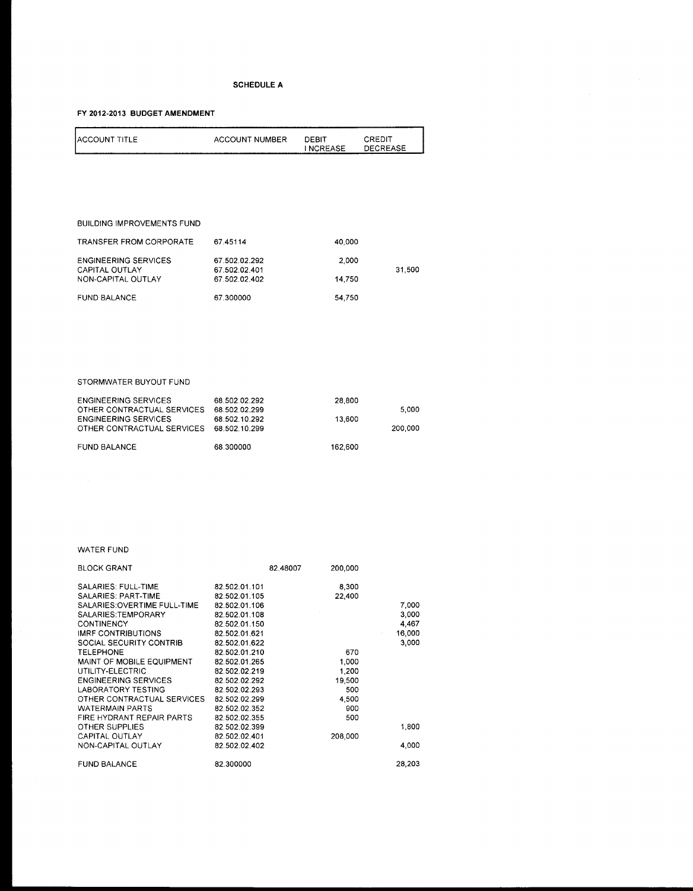**SCHEDULE A**

**FY 2012-2013 BUDGET AMENDMENT**

| ACCOUNT TITLE | ACCOUNT NUMBER | DEBIT INCREASE | CREDIT DECREASE |
|---|---|---|---|
| BUILDING IMPROVEMENTS FUND | | | |
| TRANSFER FROM CORPORATE | 67.45114 | 40,000 | |
| ENGINEERING SERVICES | 67.502.02.292 | 2,000 | |
| CAPITAL OUTLAY | 67.502.02.401 | | 31,500 |
| NON-CAPITAL OUTLAY | 67.502.02.402 | 14,750 | |
| FUND BALANCE | 67.300000 | 54,750 | |
| STORMWATER BUYOUT FUND | | | |
| ENGINEERING SERVICES | 68.502.02.292 | 28,800 | |
| OTHER CONTRACTUAL SERVICES | 68.502.02.299 | | 5,000 |
| ENGINEERING SERVICES | 68.502.10.292 | 13,600 | |
| OTHER CONTRACTUAL SERVICES | 68.502.10.299 | | 200,000 |
| FUND BALANCE | 68.300000 | 162,600 | |
| WATER FUND | | | |
| BLOCK GRANT | 82.48007 | 200,000 | |
| SALARIES: FULL-TIME | 82.502.01.101 | 8,300 | |
| SALARIES: PART-TIME | 82.502.01.105 | 22,400 | |
| SALARIES:OVERTIME FULL-TIME | 82.502.01.106 | | 7,000 |
| SALARIES:TEMPORARY | 82.502.01.108 | | 3,000 |
| CONTINENCY | 82.502.01.150 | | 4,467 |
| IMRF CONTRIBUTIONS | 82.502.01.621 | | 16,000 |
| SOCIAL SECURITY CONTRIB | 82.502.01.622 | | 3,000 |
| TELEPHONE | 82.502.01.210 | 670 | |
| MAINT OF MOBILE EQUIPMENT | 82.502.01.265 | 1,000 | |
| UTILITY-ELECTRIC | 82.502.02.219 | 1,200 | |
| ENGINEERING SERVICES | 82.502.02.292 | 19,500 | |
| LABORATORY TESTING | 82.502.02.293 | 500 | |
| OTHER CONTRACTUAL SERVICES | 82.502.02.299 | 4,500 | |
| WATERMAIN PARTS | 82.502.02.352 | 900 | |
| FIRE HYDRANT REPAIR PARTS | 82.502.02.355 | 500 | |
| OTHER SUPPLIES | 82.502.02.399 | | 1,800 |
| CAPITAL OUTLAY | 82.502.02.401 | 208,000 | |
| NON-CAPITAL OUTLAY | 82.502.02.402 | | 4,000 |
| FUND BALANCE | 82.300000 | | 28,203 |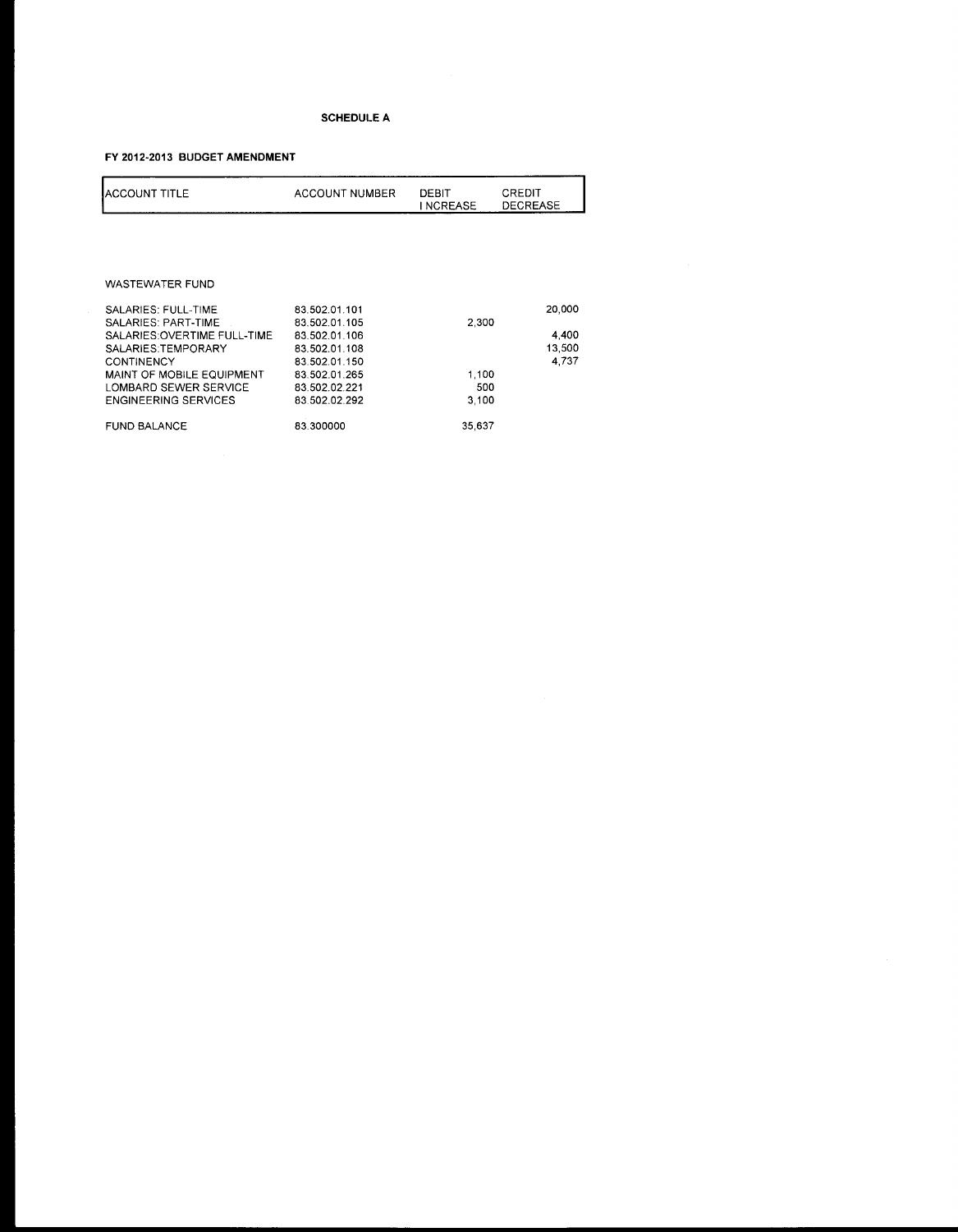**SCHEDULE A**

**FY 2012-2013 BUDGET AMENDMENT**

| ACCOUNT TITLE | ACCOUNT NUMBER | DEBIT INCREASE | CREDIT DECREASE |
|---|---|---|---|
| WASTEWATER FUND | | | |
| SALARIES: FULL-TIME | 83.502.01.101 | | 20,000 |
| SALARIES: PART-TIME | 83.502.01.105 | 2,300 | |
| SALARIES:OVERTIME FULL-TIME | 83.502.01.106 | | 4,400 |
| SALARIES:TEMPORARY | 83.502.01.108 | | 13,500 |
| CONTINENCY | 83.502.01.150 | | 4,737 |
| MAINT OF MOBILE EQUIPMENT | 83.502.01.265 | 1,100 | |
| LOMBARD SEWER SERVICE | 83.502.02.221 | 500 | |
| ENGINEERING SERVICES | 83.502.02.292 | 3,100 | |
| FUND BALANCE | 83.300000 | 35,637 | |